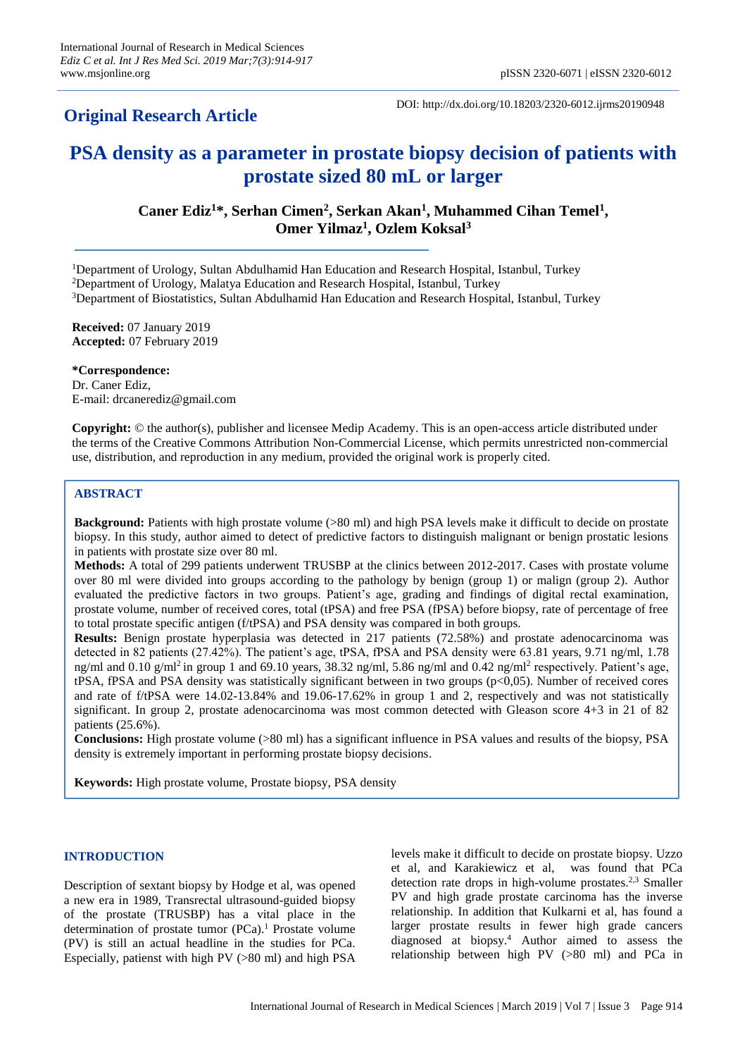**Original Research Article**

DOI: http://dx.doi.org/10.18203/2320-6012.ijrms20190948

# PSA density as a parameter in prostate biopsy decision of patients with prostate sized 80 mL or larger

**Caner Ediz[1]*, Serhan Cimen[2], Serkan Akan[1], Muhammed Cihan Temel[1], Omer Yilmaz[1], Ozlem Koksal[3]**

[1]Department of Urology, Sultan Abdulhamid Han Education and Research Hospital, Istanbul, Turkey
[2]Department of Urology, Malatya Education and Research Hospital, Istanbul, Turkey
[3]Department of Biostatistics, Sultan Abdulhamid Han Education and Research Hospital, Istanbul, Turkey

**Received:** 07 January 2019
**Accepted:** 07 February 2019

***Correspondence:**
Dr. Caner Ediz,
E-mail: drcanerediz@gmail.com

**Copyright:** © the author(s), publisher and licensee Medip Academy. This is an open-access article distributed under the terms of the Creative Commons Attribution Non-Commercial License, which permits unrestricted non-commercial use, distribution, and reproduction in any medium, provided the original work is properly cited.

## ABSTRACT

**Background:** Patients with high prostate volume (>80 ml) and high PSA levels make it difficult to decide on prostate biopsy. In this study, author aimed to detect of predictive factors to distinguish malignant or benign prostatic lesions in patients with prostate size over 80 ml.

**Methods:** A total of 299 patients underwent TRUSBP at the clinics between 2012-2017. Cases with prostate volume over 80 ml were divided into groups according to the pathology by benign (group 1) or malign (group 2). Author evaluated the predictive factors in two groups. Patient's age, grading and findings of digital rectal examination, prostate volume, number of received cores, total (tPSA) and free PSA (fPSA) before biopsy, rate of percentage of free to total prostate specific antigen (f/tPSA) and PSA density was compared in both groups.

**Results:** Benign prostate hyperplasia was detected in 217 patients (72.58%) and prostate adenocarcinoma was detected in 82 patients (27.42%). The patient's age, tPSA, fPSA and PSA density were 63.81 years, 9.71 ng/ml, 1.78 ng/ml and 0.10 g/ml$^2$ in group 1 and 69.10 years, 38.32 ng/ml, 5.86 ng/ml and 0.42 ng/ml$^2$ respectively. Patient's age, tPSA, fPSA and PSA density was statistically significant between in two groups ($p<0{,}05$). Number of received cores and rate of f/tPSA were 14.02-13.84% and 19.06-17.62% in group 1 and 2, respectively and was not statistically significant. In group 2, prostate adenocarcinoma was most common detected with Gleason score 4+3 in 21 of 82 patients (25.6%).

**Conclusions:** High prostate volume (>80 ml) has a significant influence in PSA values and results of the biopsy, PSA density is extremely important in performing prostate biopsy decisions.

**Keywords:** High prostate volume, Prostate biopsy, PSA density

## INTRODUCTION

Description of sextant biopsy by Hodge et al, was opened a new era in 1989, Transrectal ultrasound-guided biopsy of the prostate (TRUSBP) has a vital place in the determination of prostate tumor (PCa).[1] Prostate volume (PV) is still an actual headline in the studies for PCa. Especially, patienst with high PV (>80 ml) and high PSA levels make it difficult to decide on prostate biopsy. Uzzo et al, and Karakiewicz et al, was found that PCa detection rate drops in high-volume prostates.[2,3] Smaller PV and high grade prostate carcinoma has the inverse relationship. In addition that Kulkarni et al, has found a larger prostate results in fewer high grade cancers diagnosed at biopsy.[4] Author aimed to assess the relationship between high PV (>80 ml) and PCa in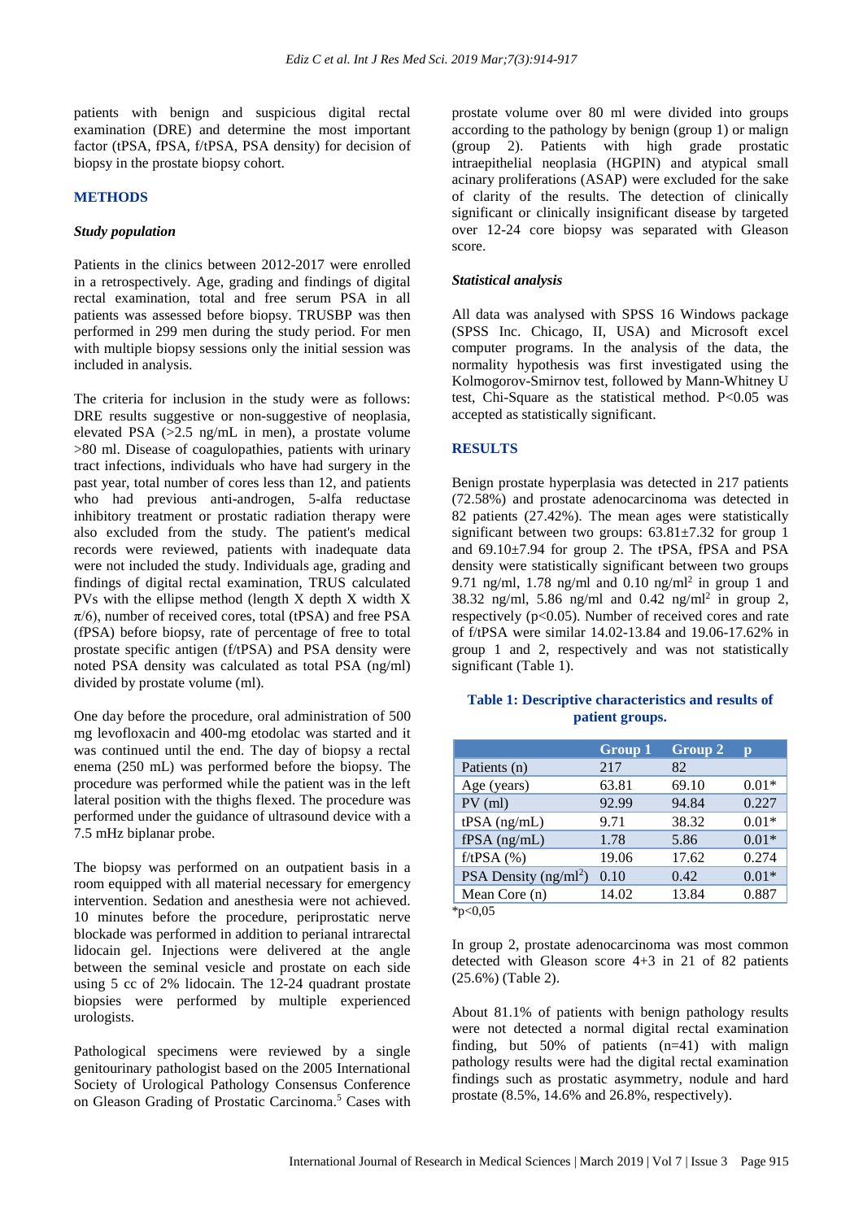patients with benign and suspicious digital rectal examination (DRE) and determine the most important factor (tPSA, fPSA, f/tPSA, PSA density) for decision of biopsy in the prostate biopsy cohort.

## METHODS

### *Study population*

Patients in the clinics between 2012-2017 were enrolled in a retrospectively. Age, grading and findings of digital rectal examination, total and free serum PSA in all patients was assessed before biopsy. TRUSBP was then performed in 299 men during the study period. For men with multiple biopsy sessions only the initial session was included in analysis.

The criteria for inclusion in the study were as follows: DRE results suggestive or non-suggestive of neoplasia, elevated PSA (>2.5 ng/mL in men), a prostate volume >80 ml. Disease of coagulopathies, patients with urinary tract infections, individuals who have had surgery in the past year, total number of cores less than 12, and patients who had previous anti-androgen, 5-alfa reductase inhibitory treatment or prostatic radiation therapy were also excluded from the study. The patient's medical records were reviewed, patients with inadequate data were not included the study. Individuals age, grading and findings of digital rectal examination, TRUS calculated PVs with the ellipse method (length X depth X width X $\pi/6$), number of received cores, total (tPSA) and free PSA (fPSA) before biopsy, rate of percentage of free to total prostate specific antigen (f/tPSA) and PSA density were noted PSA density was calculated as total PSA (ng/ml) divided by prostate volume (ml).

One day before the procedure, oral administration of 500 mg levofloxacin and 400-mg etodolac was started and it was continued until the end. The day of biopsy a rectal enema (250 mL) was performed before the biopsy. The procedure was performed while the patient was in the left lateral position with the thighs flexed. The procedure was performed under the guidance of ultrasound device with a 7.5 mHz biplanar probe.

The biopsy was performed on an outpatient basis in a room equipped with all material necessary for emergency intervention. Sedation and anesthesia were not achieved. 10 minutes before the procedure, periprostatic nerve blockade was performed in addition to perianal intrarectal lidocain gel. Injections were delivered at the angle between the seminal vesicle and prostate on each side using 5 cc of 2% lidocain. The 12-24 quadrant prostate biopsies were performed by multiple experienced urologists.

Pathological specimens were reviewed by a single genitourinary pathologist based on the 2005 International Society of Urological Pathology Consensus Conference on Gleason Grading of Prostatic Carcinoma.[5] Cases with prostate volume over 80 ml were divided into groups according to the pathology by benign (group 1) or malign (group 2). Patients with high grade prostatic intraepithelial neoplasia (HGPIN) and atypical small acinary proliferations (ASAP) were excluded for the sake of clarity of the results. The detection of clinically significant or clinically insignificant disease by targeted over 12-24 core biopsy was separated with Gleason score.

### *Statistical analysis*

All data was analysed with SPSS 16 Windows package (SPSS Inc. Chicago, II, USA) and Microsoft excel computer programs. In the analysis of the data, the normality hypothesis was first investigated using the Kolmogorov-Smirnov test, followed by Mann-Whitney U test, Chi-Square as the statistical method. $P<0.05$ was accepted as statistically significant.

## RESULTS

Benign prostate hyperplasia was detected in 217 patients (72.58%) and prostate adenocarcinoma was detected in 82 patients (27.42%). The mean ages were statistically significant between two groups: 63.81±7.32 for group 1 and 69.10±7.94 for group 2. The tPSA, fPSA and PSA density were statistically significant between two groups 9.71 ng/ml, 1.78 ng/ml and 0.10 ng/ml$^2$ in group 1 and 38.32 ng/ml, 5.86 ng/ml and 0.42 ng/ml$^2$ in group 2, respectively ($p<0.05$). Number of received cores and rate of f/tPSA were similar 14.02-13.84 and 19.06-17.62% in group 1 and 2, respectively and was not statistically significant (Table 1).

**Table 1: Descriptive characteristics and results of patient groups.**

| | Group 1 | Group 2 | p |
|---|---|---|---|
| Patients (n) | 217 | 82 | |
| Age (years) | 63.81 | 69.10 | 0.01* |
| PV (ml) | 92.99 | 94.84 | 0.227 |
| tPSA (ng/mL) | 9.71 | 38.32 | 0.01* |
| fPSA (ng/mL) | 1.78 | 5.86 | 0.01* |
| f/tPSA (%) | 19.06 | 17.62 | 0.274 |
| PSA Density (ng/ml$^2$) | 0.10 | 0.42 | 0.01* |
| Mean Core (n) | 14.02 | 13.84 | 0.887 |

*p<0,05

In group 2, prostate adenocarcinoma was most common detected with Gleason score 4+3 in 21 of 82 patients (25.6%) (Table 2).

About 81.1% of patients with benign pathology results were not detected a normal digital rectal examination finding, but 50% of patients (n=41) with malign pathology results were had the digital rectal examination findings such as prostatic asymmetry, nodule and hard prostate (8.5%, 14.6% and 26.8%, respectively).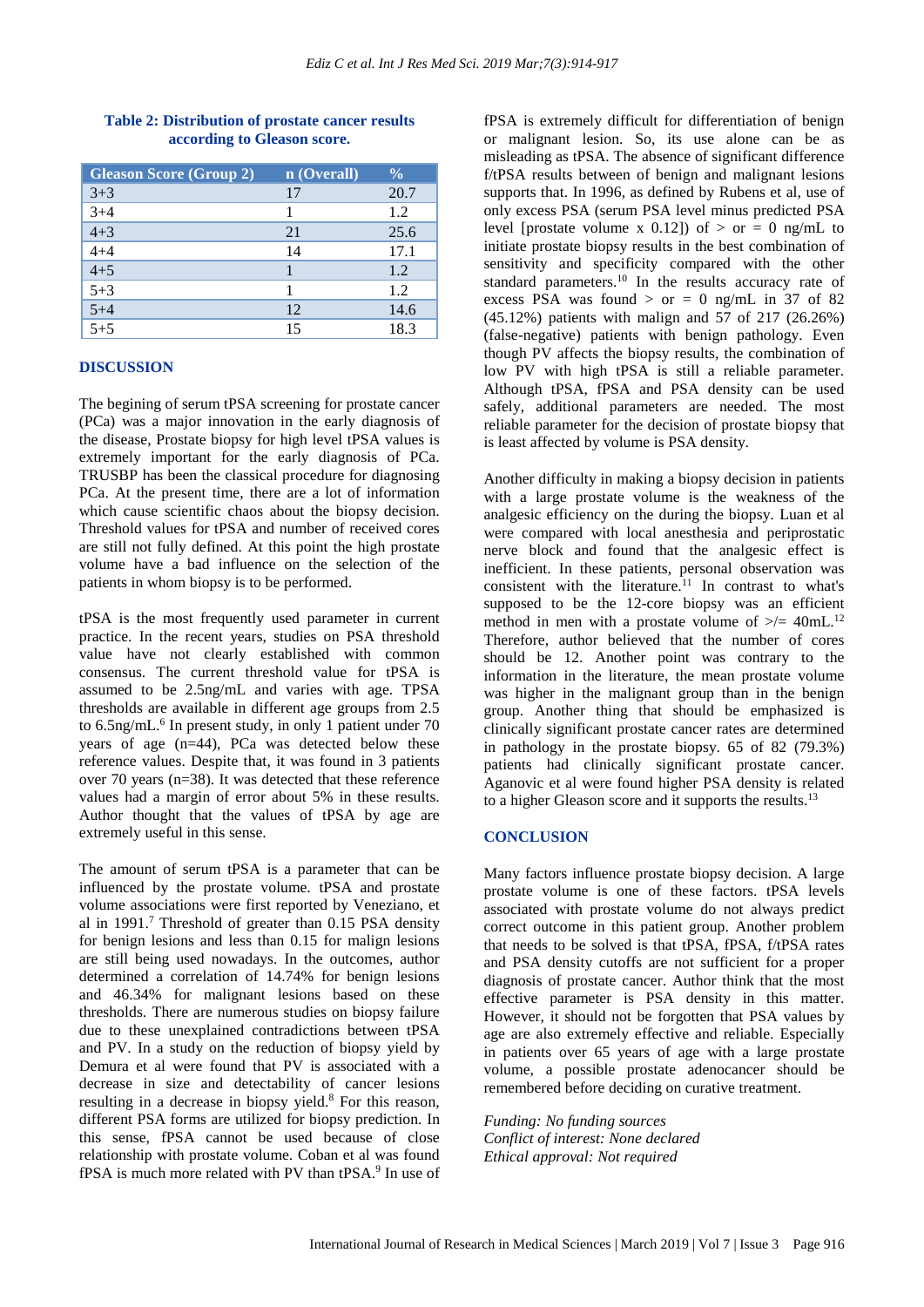**Table 2: Distribution of prostate cancer results according to Gleason score.**

| Gleason Score (Group 2) | n (Overall) | % |
| --- | --- | --- |
| 3+3 | 17 | 20.7 |
| 3+4 | 1 | 1.2 |
| 4+3 | 21 | 25.6 |
| 4+4 | 14 | 17.1 |
| 4+5 | 1 | 1.2 |
| 5+3 | 1 | 1.2 |
| 5+4 | 12 | 14.6 |
| 5+5 | 15 | 18.3 |

## DISCUSSION

The begining of serum tPSA screening for prostate cancer (PCa) was a major innovation in the early diagnosis of the disease, Prostate biopsy for high level tPSA values is extremely important for the early diagnosis of PCa. TRUSBP has been the classical procedure for diagnosing PCa. At the present time, there are a lot of information which cause scientific chaos about the biopsy decision. Threshold values for tPSA and number of received cores are still not fully defined. At this point the high prostate volume have a bad influence on the selection of the patients in whom biopsy is to be performed.

tPSA is the most frequently used parameter in current practice. In the recent years, studies on PSA threshold value have not clearly established with common consensus. The current threshold value for tPSA is assumed to be 2.5ng/mL and varies with age. TPSA thresholds are available in different age groups from 2.5 to 6.5ng/mL.[6] In present study, in only 1 patient under 70 years of age (n=44), PCa was detected below these reference values. Despite that, it was found in 3 patients over 70 years (n=38). It was detected that these reference values had a margin of error about 5% in these results. Author thought that the values of tPSA by age are extremely useful in this sense.

The amount of serum tPSA is a parameter that can be influenced by the prostate volume. tPSA and prostate volume associations were first reported by Veneziano, et al in 1991.[7] Threshold of greater than 0.15 PSA density for benign lesions and less than 0.15 for malign lesions are still being used nowadays. In the outcomes, author determined a correlation of 14.74% for benign lesions and 46.34% for malignant lesions based on these thresholds. There are numerous studies on biopsy failure due to these unexplained contradictions between tPSA and PV. In a study on the reduction of biopsy yield by Demura et al were found that PV is associated with a decrease in size and detectability of cancer lesions resulting in a decrease in biopsy yield.[8] For this reason, different PSA forms are utilized for biopsy prediction. In this sense, fPSA cannot be used because of close relationship with prostate volume. Coban et al was found fPSA is much more related with PV than tPSA.[9] In use of fPSA is extremely difficult for differentiation of benign or malignant lesion. So, its use alone can be as misleading as tPSA. The absence of significant difference f/tPSA results between of benign and malignant lesions supports that. In 1996, as defined by Rubens et al, use of only excess PSA (serum PSA level minus predicted PSA level [prostate volume x 0.12]) of > or = 0 ng/mL to initiate prostate biopsy results in the best combination of sensitivity and specificity compared with the other standard parameters.[10] In the results accuracy rate of excess PSA was found > or = 0 ng/mL in 37 of 82 (45.12%) patients with malign and 57 of 217 (26.26%) (false-negative) patients with benign pathology. Even though PV affects the biopsy results, the combination of low PV with high tPSA is still a reliable parameter. Although tPSA, fPSA and PSA density can be used safely, additional parameters are needed. The most reliable parameter for the decision of prostate biopsy that is least affected by volume is PSA density.

Another difficulty in making a biopsy decision in patients with a large prostate volume is the weakness of the analgesic efficiency on the during the biopsy. Luan et al were compared with local anesthesia and periprostatic nerve block and found that the analgesic effect is inefficient. In these patients, personal observation was consistent with the literature.[11] In contrast to what's supposed to be the 12-core biopsy was an efficient method in men with a prostate volume of >/= 40mL.[12] Therefore, author believed that the number of cores should be 12. Another point was contrary to the information in the literature, the mean prostate volume was higher in the malignant group than in the benign group. Another thing that should be emphasized is clinically significant prostate cancer rates are determined in pathology in the prostate biopsy. 65 of 82 (79.3%) patients had clinically significant prostate cancer. Aganovic et al were found higher PSA density is related to a higher Gleason score and it supports the results.[13]

## CONCLUSION

Many factors influence prostate biopsy decision. A large prostate volume is one of these factors. tPSA levels associated with prostate volume do not always predict correct outcome in this patient group. Another problem that needs to be solved is that tPSA, fPSA, f/tPSA rates and PSA density cutoffs are not sufficient for a proper diagnosis of prostate cancer. Author think that the most effective parameter is PSA density in this matter. However, it should not be forgotten that PSA values by age are also extremely effective and reliable. Especially in patients over 65 years of age with a large prostate volume, a possible prostate adenocancer should be remembered before deciding on curative treatment.

*Funding: No funding sources*
*Conflict of interest: None declared*
*Ethical approval: Not required*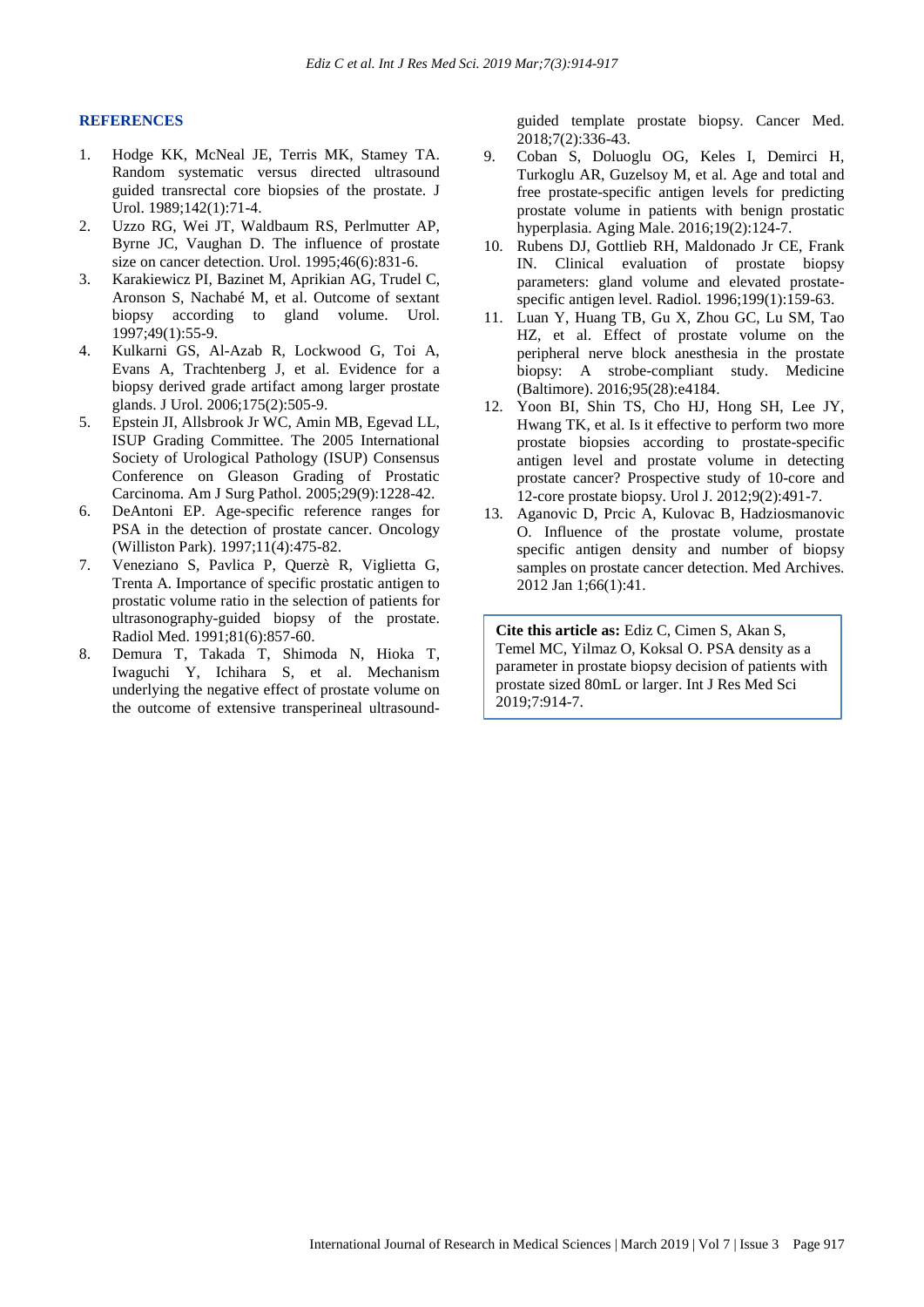## REFERENCES

1. Hodge KK, McNeal JE, Terris MK, Stamey TA. Random systematic versus directed ultrasound guided transrectal core biopsies of the prostate. J Urol. 1989;142(1):71-4.
2. Uzzo RG, Wei JT, Waldbaum RS, Perlmutter AP, Byrne JC, Vaughan D. The influence of prostate size on cancer detection. Urol. 1995;46(6):831-6.
3. Karakiewicz PI, Bazinet M, Aprikian AG, Trudel C, Aronson S, Nachabé M, et al. Outcome of sextant biopsy according to gland volume. Urol. 1997;49(1):55-9.
4. Kulkarni GS, Al-Azab R, Lockwood G, Toi A, Evans A, Trachtenberg J, et al. Evidence for a biopsy derived grade artifact among larger prostate glands. J Urol. 2006;175(2):505-9.
5. Epstein JI, Allsbrook Jr WC, Amin MB, Egevad LL, ISUP Grading Committee. The 2005 International Society of Urological Pathology (ISUP) Consensus Conference on Gleason Grading of Prostatic Carcinoma. Am J Surg Pathol. 2005;29(9):1228-42.
6. DeAntoni EP. Age-specific reference ranges for PSA in the detection of prostate cancer. Oncology (Williston Park). 1997;11(4):475-82.
7. Veneziano S, Pavlica P, Querzè R, Viglietta G, Trenta A. Importance of specific prostatic antigen to prostatic volume ratio in the selection of patients for ultrasonography-guided biopsy of the prostate. Radiol Med. 1991;81(6):857-60.
8. Demura T, Takada T, Shimoda N, Hioka T, Iwaguchi Y, Ichihara S, et al. Mechanism underlying the negative effect of prostate volume on the outcome of extensive transperineal ultrasound-guided template prostate biopsy. Cancer Med. 2018;7(2):336-43.
9. Coban S, Doluoglu OG, Keles I, Demirci H, Turkoglu AR, Guzelsoy M, et al. Age and total and free prostate-specific antigen levels for predicting prostate volume in patients with benign prostatic hyperplasia. Aging Male. 2016;19(2):124-7.
10. Rubens DJ, Gottlieb RH, Maldonado Jr CE, Frank IN. Clinical evaluation of prostate biopsy parameters: gland volume and elevated prostate-specific antigen level. Radiol. 1996;199(1):159-63.
11. Luan Y, Huang TB, Gu X, Zhou GC, Lu SM, Tao HZ, et al. Effect of prostate volume on the peripheral nerve block anesthesia in the prostate biopsy: A strobe-compliant study. Medicine (Baltimore). 2016;95(28):e4184.
12. Yoon BI, Shin TS, Cho HJ, Hong SH, Lee JY, Hwang TK, et al. Is it effective to perform two more prostate biopsies according to prostate-specific antigen level and prostate volume in detecting prostate cancer? Prospective study of 10-core and 12-core prostate biopsy. Urol J. 2012;9(2):491-7.
13. Aganovic D, Prcic A, Kulovac B, Hadziosmanovic O. Influence of the prostate volume, prostate specific antigen density and number of biopsy samples on prostate cancer detection. Med Archives. 2012 Jan 1;66(1):41.

**Cite this article as:** Ediz C, Cimen S, Akan S, Temel MC, Yilmaz O, Koksal O. PSA density as a parameter in prostate biopsy decision of patients with prostate sized 80mL or larger. Int J Res Med Sci 2019;7:914-7.